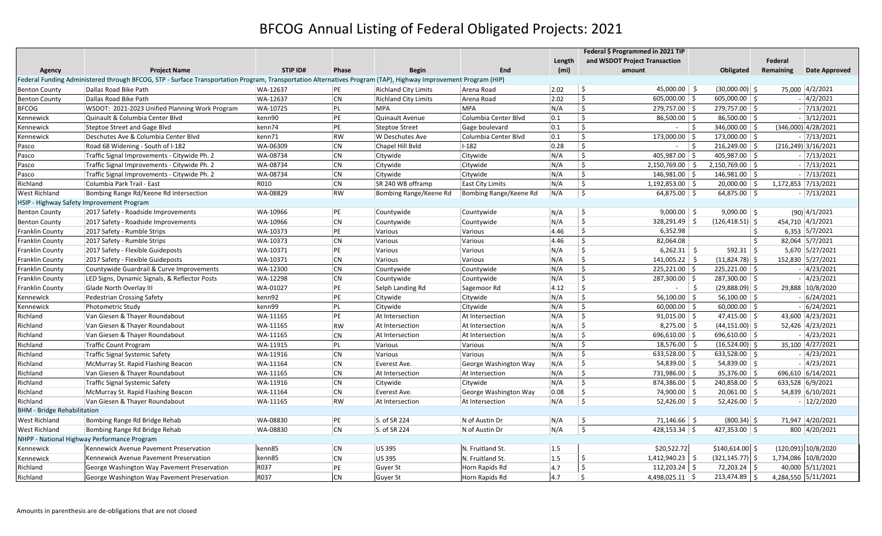# BFCOG Annual Listing of Federal Obligated Projects: 2021

| Agency | Project Name | STIP ID# | Phase | Begin | End | Length (mi) | Federal $ Programmed in 2021 TIP and WSDOT Project Transaction amount | Obligated | Federal Remaining | Date Approved |
|---|---|---|---|---|---|---|---|---|---|---|
| Federal Funding Administered through BFCOG, STP - Surface Transportation Program, Transportation Alternatives Program (TAP), Highway Improvement Program (HIP) | | | | | | | | | | |
| Benton County | Dallas Road Bike Path | WA-12637 | PE | Richland City Limits | Arena Road | 2.02 | $ 45,000.00 | $ (30,000.00) | $ 75,000 | 4/2/2021 |
| Benton County | Dallas Road Bike Path | WA-12637 | CN | Richland City Limits | Arena Road | 2.02 | $ 605,000.00 | $ 605,000.00 | $ - | 4/2/2021 |
| BFCOG | WSDOT: 2021-2023 Unified Planning Work Program | WA-10725 | PL | MPA | MPA | N/A | $ 279,757.00 | $ 279,757.00 | $ - | 7/13/2021 |
| Kennewick | Quinault & Columbia Center Blvd | kenn90 | PE | Quinault Avenue | Columbia Center Blvd | 0.1 | $ 86,500.00 | $ 86,500.00 | $ - | 3/12/2021 |
| Kennewick | Steptoe Street and Gage Blvd | kenn74 | PE | Steptoe Street | Gage boulevard | 0.1 | $ - | $ 346,000.00 | $ (346,000) | 4/28/2021 |
| Kennewick | Deschutes Ave & Columbia Center Blvd | kenn71 | RW | W Deschutes Ave | Columbia Center Blvd | 0.1 | $ 173,000.00 | $ 173,000.00 | $ - | 7/13/2021 |
| Pasco | Road 68 Widening - South of I-182 | WA-06309 | CN | Chapel Hill Bvld | I-182 | 0.28 | $ - | $ 216,249.00 | $ (216,249) | 3/16/2021 |
| Pasco | Traffic Signal Improvements - Citywide Ph. 2 | WA-08734 | CN | Citywide | Citywide | N/A | $ 405,987.00 | $ 405,987.00 | $ - | 7/13/2021 |
| Pasco | Traffic Signal Improvements - Citywide Ph. 2 | WA-08734 | CN | Citywide | Citywide | N/A | $ 2,150,769.00 | $ 2,150,769.00 | $ - | 7/13/2021 |
| Pasco | Traffic Signal Improvements - Citywide Ph. 2 | WA-08734 | CN | Citywide | Citywide | N/A | $ 146,981.00 | $ 146,981.00 | $ - | 7/13/2021 |
| Richland | Columbia Park Trail - East | R010 | CN | SR 240 WB offramp | East City Limits | N/A | $ 1,192,853.00 | $ 20,000.00 | $ 1,172,853 | 7/13/2021 |
| West Richland | Bombing Range Rd/Keene Rd Intersection | WA-08829 | RW | Bombing Range/Keene Rd | Bombing Range/Keene Rd | N/A | $ 64,875.00 | $ 64,875.00 | $ - | 7/13/2021 |
| HSIP - Highway Safety Improvement Program | | | | | | | | | | |
| Benton County | 2017 Safety - Roadside Improvements | WA-10966 | PE | Countywide | Countywide | N/A | $ 9,000.00 | $ 9,090.00 | $ (90) | 4/1/2021 |
| Benton County | 2017 Safety - Roadside Improvements | WA-10966 | CN | Countywide | Countywide | N/A | $ 328,291.49 | $ (126,418.51) | $ 454,710 | 4/1/2021 |
| Franklin County | 2017 Safety - Rumble Strips | WA-10373 | PE | Various | Various | 4.46 | $ 6,352.98 | | $ 6,353 | 5/7/2021 |
| Franklin County | 2017 Safety - Rumble Strips | WA-10373 | CN | Various | Various | 4.46 | $ 82,064.08 | | $ 82,064 | 5/7/2021 |
| Franklin County | 2017 Safety - Flexible Guideposts | WA-10371 | PE | Various | Various | N/A | $ 6,262.31 | $ 592.31 | $ 5,670 | 5/27/2021 |
| Franklin County | 2017 Safety - Flexible Guideposts | WA-10371 | CN | Various | Various | N/A | $ 141,005.22 | $ (11,824.78) | $ 152,830 | 5/27/2021 |
| Franklin County | Countywide Guardrail & Curve Improvements | WA-12300 | CN | Countywide | Countywide | N/A | $ 225,221.00 | $ 225,221.00 | $ - | 4/23/2021 |
| Franklin County | LED Signs, Dynamic Signals, & Reflector Posts | WA-12298 | CN | Countywide | Countywide | N/A | $ 287,300.00 | $ 287,300.00 | $ - | 4/23/2021 |
| Franklin County | Glade North Overlay III | WA-01027 | PE | Selph Landing Rd | Sagemoor Rd | 4.12 | $ - | $ (29,888.09) | $ 29,888 | 10/8/2020 |
| Kennewick | Pedestrian Crossing Safety | kenn92 | PE | Citywide | Citywide | N/A | $ 56,100.00 | $ 56,100.00 | $ - | 6/24/2021 |
| Kennewick | Photometric Study | kenn99 | PL | Citywide | Citywide | N/A | $ 60,000.00 | $ 60,000.00 | $ - | 6/24/2021 |
| Richland | Van Giesen & Thayer Roundabout | WA-11165 | PE | At Intersection | At Intersection | N/A | $ 91,015.00 | $ 47,415.00 | $ 43,600 | 4/23/2021 |
| Richland | Van Giesen & Thayer Roundabout | WA-11165 | RW | At Intersection | At Intersection | N/A | $ 8,275.00 | $ (44,151.00) | $ 52,426 | 4/23/2021 |
| Richland | Van Giesen & Thayer Roundabout | WA-11165 | CN | At Intersection | At Intersection | N/A | $ 696,610.00 | $ 696,610.00 | $ - | 4/23/2021 |
| Richland | Traffic Count Program | WA-11915 | PL | Various | Various | N/A | $ 18,576.00 | $ (16,524.00) | $ 35,100 | 4/27/2021 |
| Richland | Traffic Signal Systemic Safety | WA-11916 | CN | Various | Various | N/A | $ 633,528.00 | $ 633,528.00 | $ - | 4/23/2021 |
| Richland | McMurray St. Rapid Flashing Beacon | WA-11164 | CN | Everest Ave. | George Washington Way | N/A | $ 54,839.00 | $ 54,839.00 | $ - | 4/23/2021 |
| Richland | Van Giesen & Thayer Roundabout | WA-11165 | CN | At Intersection | At Intersection | N/A | $ 731,986.00 | $ 35,376.00 | $ 696,610 | 6/14/2021 |
| Richland | Traffic Signal Systemic Safety | WA-11916 | CN | Citywide | Citywide | N/A | $ 874,386.00 | $ 240,858.00 | $ 633,528 | 6/9/2021 |
| Richland | McMurray St. Rapid Flashing Beacon | WA-11164 | CN | Everest Ave. | George Washington Way | 0.08 | $ 74,900.00 | $ 20,061.00 | $ 54,839 | 6/10/2021 |
| Richland | Van Giesen & Thayer Roundabout | WA-11165 | RW | At Intersection | At Intersection | N/A | $ 52,426.00 | $ 52,426.00 | $ - | 12/2/2020 |
| BHM - Bridge Rehabilitation | | | | | | | | | | |
| West Richland | Bombing Range Rd Bridge Rehab | WA-08830 | PE | S. of SR 224 | N of Austin Dr | N/A | $ 71,146.66 | $ (800.34) | $ 71,947 | 4/20/2021 |
| West Richland | Bombing Range Rd Bridge Rehab | WA-08830 | CN | S. of SR 224 | N of Austin Dr | N/A | $ 428,153.34 | $ 427,353.00 | $ 800 | 4/20/2021 |
| NHPP - National Highway Performance Program | | | | | | | | | | |
| Kennewick | Kennewick Avenue Pavement Preservation | kenn85 | CN | US 395 | N. Fruitland St. | 1.5 | $20,522.72 | $140,614.00 | $ (120,091) | 10/8/2020 |
| Kennewick | Kennewick Avenue Pavement Preservation | kenn85 | CN | US 395 | N. Fruitland St. | 1.5 | $ 1,412,940.23 | $ (321,145.77) | $ 1,734,086 | 10/8/2020 |
| Richland | George Washington Way Pavement Preservation | R037 | PE | Guyer St | Horn Rapids Rd | 4.7 | $ 112,203.24 | $ 72,203.24 | $ 40,000 | 5/11/2021 |
| Richland | George Washington Way Pavement Preservation | R037 | CN | Guyer St | Horn Rapids Rd | 4.7 | $ 4,498,025.11 | $ 213,474.89 | $ 4,284,550 | 5/11/2021 |

Amounts in parenthesis are de-obligations that are not closed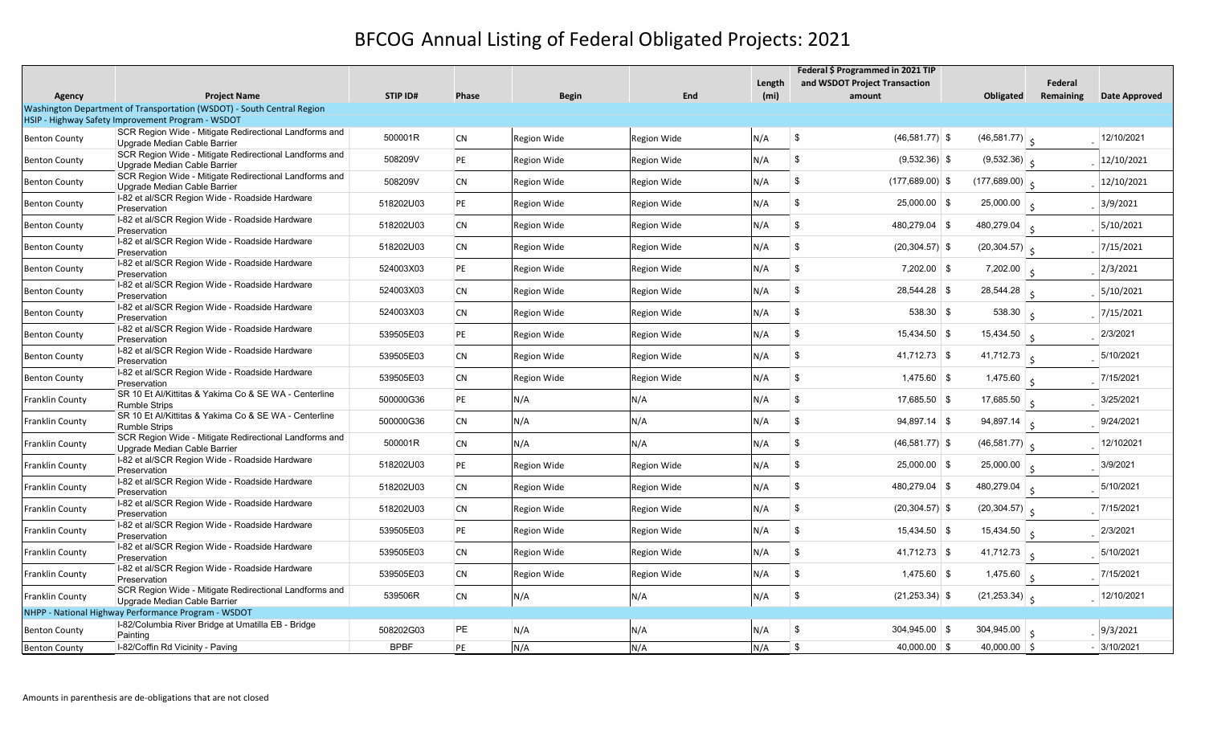# BFCOG Annual Listing of Federal Obligated Projects: 2021

| Agency | Project Name | STIP ID# | Phase | Begin | End | Length (mi) | Federal $ Programmed in 2021 TIP and WSDOT Project Transaction amount | Obligated | Federal Remaining | Date Approved |
|---|---|---|---|---|---|---|---|---|---|---|
| Washington Department of Transportation (WSDOT) - South Central Region | | | | | | | | | | |
| HSIP - Highway Safety Improvement Program - WSDOT | | | | | | | | | | |
| Benton County | SCR Region Wide - Mitigate Redirectional Landforms and Upgrade Median Cable Barrier | 500001R | CN | Region Wide | Region Wide | N/A | $ (46,581.77) | $ (46,581.77) | $ - | 12/10/2021 |
| Benton County | SCR Region Wide - Mitigate Redirectional Landforms and Upgrade Median Cable Barrier | 508209V | PE | Region Wide | Region Wide | N/A | $ (9,532.36) | $ (9,532.36) | $ - | 12/10/2021 |
| Benton County | SCR Region Wide - Mitigate Redirectional Landforms and Upgrade Median Cable Barrier | 508209V | CN | Region Wide | Region Wide | N/A | $ (177,689.00) | $ (177,689.00) | $ - | 12/10/2021 |
| Benton County | I-82 et al/SCR Region Wide - Roadside Hardware Preservation | 518202U03 | PE | Region Wide | Region Wide | N/A | $ 25,000.00 | $ 25,000.00 | $ - | 3/9/2021 |
| Benton County | I-82 et al/SCR Region Wide - Roadside Hardware Preservation | 518202U03 | CN | Region Wide | Region Wide | N/A | $ 480,279.04 | $ 480,279.04 | $ - | 5/10/2021 |
| Benton County | I-82 et al/SCR Region Wide - Roadside Hardware Preservation | 518202U03 | CN | Region Wide | Region Wide | N/A | $ (20,304.57) | $ (20,304.57) | $ - | 7/15/2021 |
| Benton County | I-82 et al/SCR Region Wide - Roadside Hardware Preservation | 524003X03 | PE | Region Wide | Region Wide | N/A | $ 7,202.00 | $ 7,202.00 | $ - | 2/3/2021 |
| Benton County | I-82 et al/SCR Region Wide - Roadside Hardware Preservation | 524003X03 | CN | Region Wide | Region Wide | N/A | $ 28,544.28 | $ 28,544.28 | $ - | 5/10/2021 |
| Benton County | I-82 et al/SCR Region Wide - Roadside Hardware Preservation | 524003X03 | CN | Region Wide | Region Wide | N/A | $ 538.30 | $ 538.30 | $ - | 7/15/2021 |
| Benton County | I-82 et al/SCR Region Wide - Roadside Hardware Preservation | 539505E03 | PE | Region Wide | Region Wide | N/A | $ 15,434.50 | $ 15,434.50 | $ - | 2/3/2021 |
| Benton County | I-82 et al/SCR Region Wide - Roadside Hardware Preservation | 539505E03 | CN | Region Wide | Region Wide | N/A | $ 41,712.73 | $ 41,712.73 | $ - | 5/10/2021 |
| Benton County | I-82 et al/SCR Region Wide - Roadside Hardware Preservation | 539505E03 | CN | Region Wide | Region Wide | N/A | $ 1,475.60 | $ 1,475.60 | $ - | 7/15/2021 |
| Franklin County | SR 10 Et Al/Kittitas & Yakima Co & SE WA - Centerline Rumble Strips | 500000G36 | PE | N/A | N/A | N/A | $ 17,685.50 | $ 17,685.50 | $ - | 3/25/2021 |
| Franklin County | SR 10 Et Al/Kittitas & Yakima Co & SE WA - Centerline Rumble Strips | 500000G36 | CN | N/A | N/A | N/A | $ 94,897.14 | $ 94,897.14 | $ - | 9/24/2021 |
| Franklin County | SCR Region Wide - Mitigate Redirectional Landforms and Upgrade Median Cable Barrier | 500001R | CN | N/A | N/A | N/A | $ (46,581.77) | $ (46,581.77) | $ - | 12/102021 |
| Franklin County | I-82 et al/SCR Region Wide - Roadside Hardware Preservation | 518202U03 | PE | Region Wide | Region Wide | N/A | $ 25,000.00 | $ 25,000.00 | $ - | 3/9/2021 |
| Franklin County | I-82 et al/SCR Region Wide - Roadside Hardware Preservation | 518202U03 | CN | Region Wide | Region Wide | N/A | $ 480,279.04 | $ 480,279.04 | $ - | 5/10/2021 |
| Franklin County | I-82 et al/SCR Region Wide - Roadside Hardware Preservation | 518202U03 | CN | Region Wide | Region Wide | N/A | $ (20,304.57) | $ (20,304.57) | $ - | 7/15/2021 |
| Franklin County | I-82 et al/SCR Region Wide - Roadside Hardware Preservation | 539505E03 | PE | Region Wide | Region Wide | N/A | $ 15,434.50 | $ 15,434.50 | $ - | 2/3/2021 |
| Franklin County | I-82 et al/SCR Region Wide - Roadside Hardware Preservation | 539505E03 | CN | Region Wide | Region Wide | N/A | $ 41,712.73 | $ 41,712.73 | $ - | 5/10/2021 |
| Franklin County | I-82 et al/SCR Region Wide - Roadside Hardware Preservation | 539505E03 | CN | Region Wide | Region Wide | N/A | $ 1,475.60 | $ 1,475.60 | $ - | 7/15/2021 |
| Franklin County | SCR Region Wide - Mitigate Redirectional Landforms and Upgrade Median Cable Barrier | 539506R | CN | N/A | N/A | N/A | $ (21,253.34) | $ (21,253.34) | $ - | 12/10/2021 |
| NHPP - National Highway Performance Program - WSDOT | | | | | | | | | | |
| Benton County | I-82/Columbia River Bridge at Umatilla EB - Bridge Painting | 508202G03 | PE | N/A | N/A | N/A | $ 304,945.00 | $ 304,945.00 | $ - | 9/3/2021 |
| Benton County | I-82/Coffin Rd Vicinity - Paving | BPBF | PE | N/A | N/A | N/A | $ 40,000.00 | $ 40,000.00 | $ - | 3/10/2021 |

Amounts in parenthesis are de-obligations that are not closed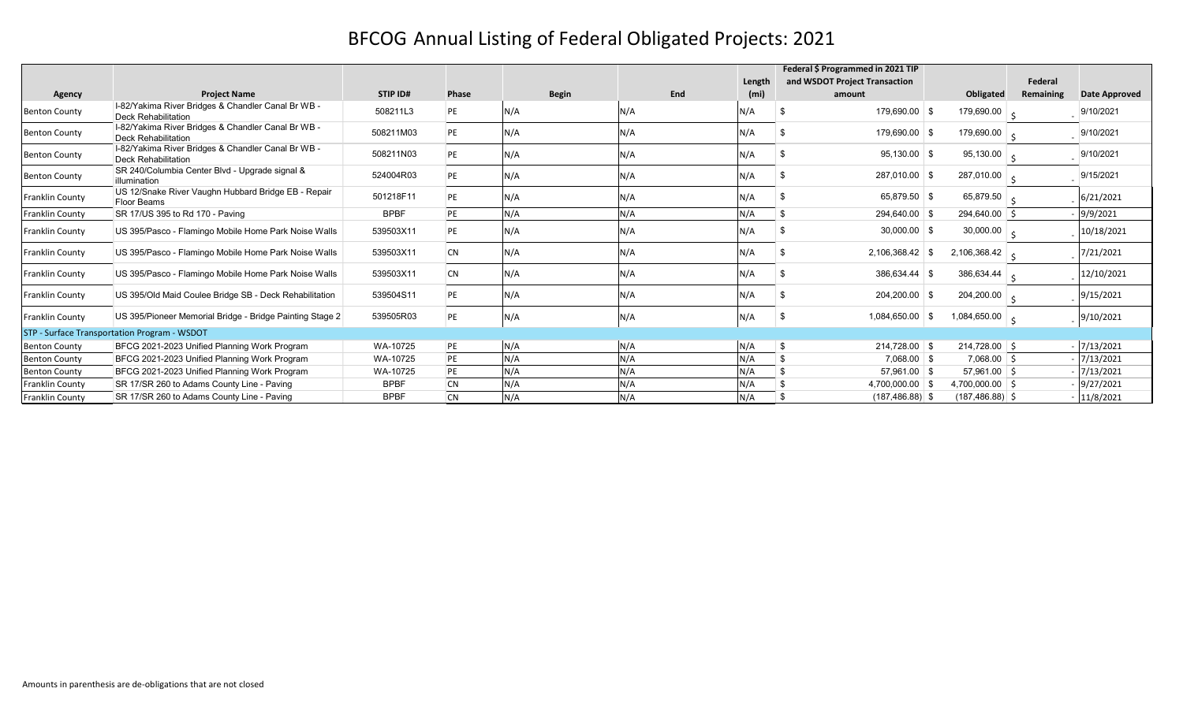# BFCOG Annual Listing of Federal Obligated Projects: 2021

| Agency | Project Name | STIP ID# | Phase | Begin | End | Length (mi) | Federal $ Programmed in 2021 TIP and WSDOT Project Transaction amount | Obligated | Federal Remaining | Date Approved |
|---|---|---|---|---|---|---|---|---|---|---|
| Benton County | I-82/Yakima River Bridges & Chandler Canal Br WB - Deck Rehabilitation | 508211L3 | PE | N/A | N/A | N/A | $ 179,690.00 | $ 179,690.00 | $ - | 9/10/2021 |
| Benton County | I-82/Yakima River Bridges & Chandler Canal Br WB - Deck Rehabilitation | 508211M03 | PE | N/A | N/A | N/A | $ 179,690.00 | $ 179,690.00 | $ - | 9/10/2021 |
| Benton County | I-82/Yakima River Bridges & Chandler Canal Br WB - Deck Rehabilitation | 508211N03 | PE | N/A | N/A | N/A | $ 95,130.00 | $ 95,130.00 | $ - | 9/10/2021 |
| Benton County | SR 240/Columbia Center Blvd - Upgrade signal & illumination | 524004R03 | PE | N/A | N/A | N/A | $ 287,010.00 | $ 287,010.00 | $ - | 9/15/2021 |
| Franklin County | US 12/Snake River Vaughn Hubbard Bridge EB - Repair Floor Beams | 501218F11 | PE | N/A | N/A | N/A | $ 65,879.50 | $ 65,879.50 | $ - | 6/21/2021 |
| Franklin County | SR 17/US 395 to Rd 170 - Paving | BPBF | PE | N/A | N/A | N/A | $ 294,640.00 | $ 294,640.00 | $ - | 9/9/2021 |
| Franklin County | US 395/Pasco - Flamingo Mobile Home Park Noise Walls | 539503X11 | PE | N/A | N/A | N/A | $ 30,000.00 | $ 30,000.00 | $ - | 10/18/2021 |
| Franklin County | US 395/Pasco - Flamingo Mobile Home Park Noise Walls | 539503X11 | CN | N/A | N/A | N/A | $ 2,106,368.42 | $ 2,106,368.42 | $ - | 7/21/2021 |
| Franklin County | US 395/Pasco - Flamingo Mobile Home Park Noise Walls | 539503X11 | CN | N/A | N/A | N/A | $ 386,634.44 | $ 386,634.44 | $ - | 12/10/2021 |
| Franklin County | US 395/Old Maid Coulee Bridge SB - Deck Rehabilitation | 539504S11 | PE | N/A | N/A | N/A | $ 204,200.00 | $ 204,200.00 | $ - | 9/15/2021 |
| Franklin County | US 395/Pioneer Memorial Bridge - Bridge Painting Stage 2 | 539505R03 | PE | N/A | N/A | N/A | $ 1,084,650.00 | $ 1,084,650.00 | $ - | 9/10/2021 |
| STP - Surface Transportation Program - WSDOT | | | | | | | | | | |
| Benton County | BFCG 2021-2023 Unified Planning Work Program | WA-10725 | PE | N/A | N/A | N/A | $ 214,728.00 | $ 214,728.00 | $ - | 7/13/2021 |
| Benton County | BFCG 2021-2023 Unified Planning Work Program | WA-10725 | PE | N/A | N/A | N/A | $ 7,068.00 | $ 7,068.00 | $ - | 7/13/2021 |
| Benton County | BFCG 2021-2023 Unified Planning Work Program | WA-10725 | PE | N/A | N/A | N/A | $ 57,961.00 | $ 57,961.00 | $ - | 7/13/2021 |
| Franklin County | SR 17/SR 260 to Adams County Line - Paving | BPBF | CN | N/A | N/A | N/A | $ 4,700,000.00 | $ 4,700,000.00 | $ - | 9/27/2021 |
| Franklin County | SR 17/SR 260 to Adams County Line - Paving | BPBF | CN | N/A | N/A | N/A | $ (187,486.88) | $ (187,486.88) | $ - | 11/8/2021 |

Amounts in parenthesis are de-obligations that are not closed